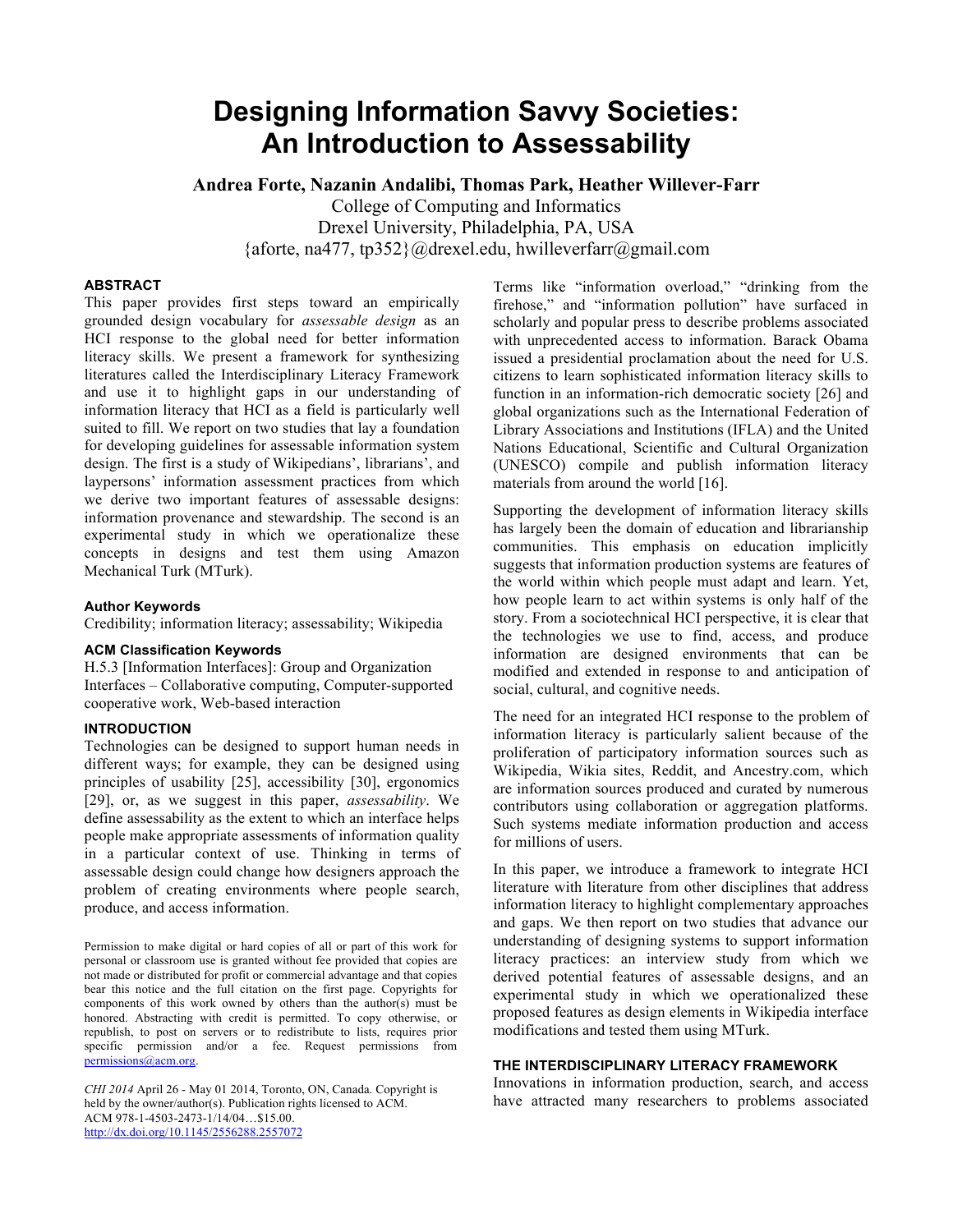# Designing Information Savvy Societies: An Introduction to Assessability

**Andrea Forte, Nazanin Andalibi, Thomas Park, Heather Willever-Farr**

College of Computing and Informatics
Drexel University, Philadelphia, PA, USA
{aforte, na477, tp352}@drexel.edu, hwilleverfarr@gmail.com

## ABSTRACT

This paper provides first steps toward an empirically grounded design vocabulary for *assessable design* as an HCI response to the global need for better information literacy skills. We present a framework for synthesizing literatures called the Interdisciplinary Literacy Framework and use it to highlight gaps in our understanding of information literacy that HCI as a field is particularly well suited to fill. We report on two studies that lay a foundation for developing guidelines for assessable information system design. The first is a study of Wikipedians', librarians', and laypersons' information assessment practices from which we derive two important features of assessable designs: information provenance and stewardship. The second is an experimental study in which we operationalize these concepts in designs and test them using Amazon Mechanical Turk (MTurk).

### Author Keywords

Credibility; information literacy; assessability; Wikipedia

### ACM Classification Keywords

H.5.3 [Information Interfaces]: Group and Organization Interfaces – Collaborative computing, Computer-supported cooperative work, Web-based interaction

## INTRODUCTION

Technologies can be designed to support human needs in different ways; for example, they can be designed using principles of usability [25], accessibility [30], ergonomics [29], or, as we suggest in this paper, *assessability*. We define assessability as the extent to which an interface helps people make appropriate assessments of information quality in a particular context of use. Thinking in terms of assessable design could change how designers approach the problem of creating environments where people search, produce, and access information.

Permission to make digital or hard copies of all or part of this work for personal or classroom use is granted without fee provided that copies are not made or distributed for profit or commercial advantage and that copies bear this notice and the full citation on the first page. Copyrights for components of this work owned by others than the author(s) must be honored. Abstracting with credit is permitted. To copy otherwise, or republish, to post on servers or to redistribute to lists, requires prior specific permission and/or a fee. Request permissions from permissions@acm.org.

*CHI 2014* April 26 - May 01 2014, Toronto, ON, Canada. Copyright is held by the owner/author(s). Publication rights licensed to ACM.
ACM 978-1-4503-2473-1/14/04…$15.00.
http://dx.doi.org/10.1145/2556288.2557072

Terms like "information overload," "drinking from the firehose," and "information pollution" have surfaced in scholarly and popular press to describe problems associated with unprecedented access to information. Barack Obama issued a presidential proclamation about the need for U.S. citizens to learn sophisticated information literacy skills to function in an information-rich democratic society [26] and global organizations such as the International Federation of Library Associations and Institutions (IFLA) and the United Nations Educational, Scientific and Cultural Organization (UNESCO) compile and publish information literacy materials from around the world [16].

Supporting the development of information literacy skills has largely been the domain of education and librarianship communities. This emphasis on education implicitly suggests that information production systems are features of the world within which people must adapt and learn. Yet, how people learn to act within systems is only half of the story. From a sociotechnical HCI perspective, it is clear that the technologies we use to find, access, and produce information are designed environments that can be modified and extended in response to and anticipation of social, cultural, and cognitive needs.

The need for an integrated HCI response to the problem of information literacy is particularly salient because of the proliferation of participatory information sources such as Wikipedia, Wikia sites, Reddit, and Ancestry.com, which are information sources produced and curated by numerous contributors using collaboration or aggregation platforms. Such systems mediate information production and access for millions of users.

In this paper, we introduce a framework to integrate HCI literature with literature from other disciplines that address information literacy to highlight complementary approaches and gaps. We then report on two studies that advance our understanding of designing systems to support information literacy practices: an interview study from which we derived potential features of assessable designs, and an experimental study in which we operationalized these proposed features as design elements in Wikipedia interface modifications and tested them using MTurk.

## THE INTERDISCIPLINARY LITERACY FRAMEWORK

Innovations in information production, search, and access have attracted many researchers to problems associated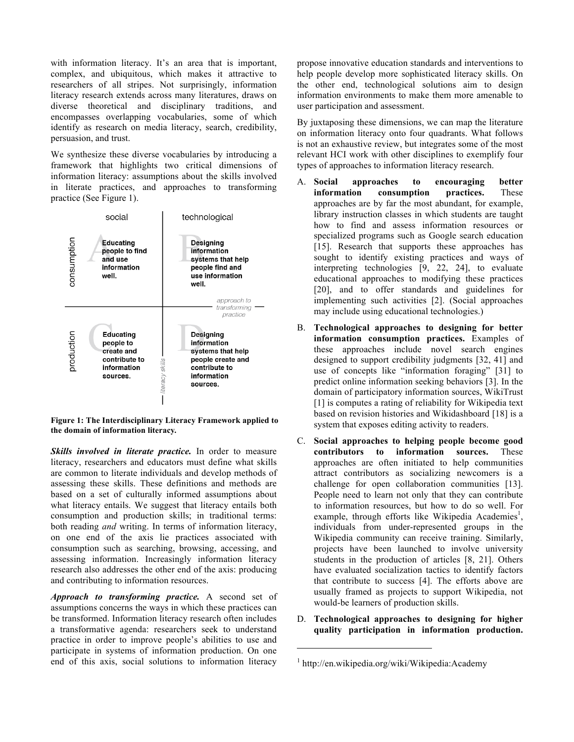with information literacy. It's an area that is important, complex, and ubiquitous, which makes it attractive to researchers of all stripes. Not surprisingly, information literacy research extends across many literatures, draws on diverse theoretical and disciplinary traditions, and encompasses overlapping vocabularies, some of which identify as research on media literacy, search, credibility, persuasion, and trust.

We synthesize these diverse vocabularies by introducing a framework that highlights two critical dimensions of information literacy: assumptions about the skills involved in literate practices, and approaches to transforming practice (See Figure 1).

social

technological

consumption

production

A Educating people to find and use information well.

B Designing information systems that help people find and use information well.

approach to transforming practice

C Educating people to create and contribute to information sources.

D Designing information systems that help people create and contribute to information sources.

literacy skills

**Figure 1: The Interdisciplinary Literacy Framework applied to the domain of information literacy.**

***Skills involved in literate practice.*** In order to measure literacy, researchers and educators must define what skills are common to literate individuals and develop methods of assessing these skills. These definitions and methods are based on a set of culturally informed assumptions about what literacy entails. We suggest that literacy entails both consumption and production skills; in traditional terms: both reading *and* writing. In terms of information literacy, on one end of the axis lie practices associated with consumption such as searching, browsing, accessing, and assessing information. Increasingly information literacy research also addresses the other end of the axis: producing and contributing to information resources.

***Approach to transforming practice.*** A second set of assumptions concerns the ways in which these practices can be transformed. Information literacy research often includes a transformative agenda: researchers seek to understand practice in order to improve people's abilities to use and participate in systems of information production. On one end of this axis, social solutions to information literacy propose innovative education standards and interventions to help people develop more sophisticated literacy skills. On the other end, technological solutions aim to design information environments to make them more amenable to user participation and assessment.

By juxtaposing these dimensions, we can map the literature on information literacy onto four quadrants. What follows is not an exhaustive review, but integrates some of the most relevant HCI work with other disciplines to exemplify four types of approaches to information literacy research.

A. **Social approaches to encouraging better information consumption practices.** These approaches are by far the most abundant, for example, library instruction classes in which students are taught how to find and assess information resources or specialized programs such as Google search education [15]. Research that supports these approaches has sought to identify existing practices and ways of interpreting technologies [9, 22, 24], to evaluate educational approaches to modifying these practices [20], and to offer standards and guidelines for implementing such activities [2]. (Social approaches may include using educational technologies.)

B. **Technological approaches to designing for better information consumption practices.** Examples of these approaches include novel search engines designed to support credibility judgments [32, 41] and use of concepts like "information foraging" [31] to predict online information seeking behaviors [3]. In the domain of participatory information sources, WikiTrust [1] is computes a rating of reliability for Wikipedia text based on revision histories and Wikidashboard [18] is a system that exposes editing activity to readers.

C. **Social approaches to helping people become good contributors to information sources.** These approaches are often initiated to help communities attract contributors as socializing newcomers is a challenge for open collaboration communities [13]. People need to learn not only that they can contribute to information resources, but how to do so well. For example, through efforts like Wikipedia Academies[1], individuals from under-represented groups in the Wikipedia community can receive training. Similarly, projects have been launched to involve university students in the production of articles [8, 21]. Others have evaluated socialization tactics to identify factors that contribute to success [4]. The efforts above are usually framed as projects to support Wikipedia, not would-be learners of production skills.

D. **Technological approaches to designing for higher quality participation in information production.**

[1] http://en.wikipedia.org/wiki/Wikipedia:Academy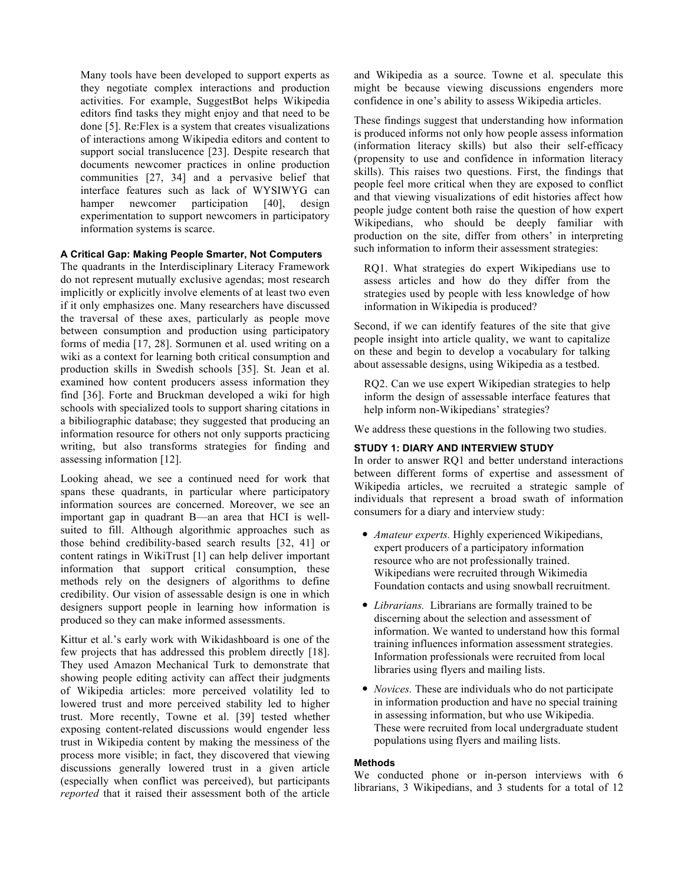Many tools have been developed to support experts as they negotiate complex interactions and production activities. For example, SuggestBot helps Wikipedia editors find tasks they might enjoy and that need to be done [5]. Re:Flex is a system that creates visualizations of interactions among Wikipedia editors and content to support social translucence [23]. Despite research that documents newcomer practices in online production communities [27, 34] and a pervasive belief that interface features such as lack of WYSIWYG can hamper newcomer participation [40], design experimentation to support newcomers in participatory information systems is scarce.

### A Critical Gap: Making People Smarter, Not Computers

The quadrants in the Interdisciplinary Literacy Framework do not represent mutually exclusive agendas; most research implicitly or explicitly involve elements of at least two even if it only emphasizes one. Many researchers have discussed the traversal of these axes, particularly as people move between consumption and production using participatory forms of media [17, 28]. Sormunen et al. used writing on a wiki as a context for learning both critical consumption and production skills in Swedish schools [35]. St. Jean et al. examined how content producers assess information they find [36]. Forte and Bruckman developed a wiki for high schools with specialized tools to support sharing citations in a bibiliographic database; they suggested that producing an information resource for others not only supports practicing writing, but also transforms strategies for finding and assessing information [12].

Looking ahead, we see a continued need for work that spans these quadrants, in particular where participatory information sources are concerned. Moreover, we see an important gap in quadrant B—an area that HCI is well-suited to fill. Although algorithmic approaches such as those behind credibility-based search results [32, 41] or content ratings in WikiTrust [1] can help deliver important information that support critical consumption, these methods rely on the designers of algorithms to define credibility. Our vision of assessable design is one in which designers support people in learning how information is produced so they can make informed assessments.

Kittur et al.'s early work with Wikidashboard is one of the few projects that has addressed this problem directly [18]. They used Amazon Mechanical Turk to demonstrate that showing people editing activity can affect their judgments of Wikipedia articles: more perceived volatility led to lowered trust and more perceived stability led to higher trust. More recently, Towne et al. [39] tested whether exposing content-related discussions would engender less trust in Wikipedia content by making the messiness of the process more visible; in fact, they discovered that viewing discussions generally lowered trust in a given article (especially when conflict was perceived), but participants *reported* that it raised their assessment both of the article and Wikipedia as a source. Towne et al. speculate this might be because viewing discussions engenders more confidence in one's ability to assess Wikipedia articles.

These findings suggest that understanding how information is produced informs not only how people assess information (information literacy skills) but also their self-efficacy (propensity to use and confidence in information literacy skills). This raises two questions. First, the findings that people feel more critical when they are exposed to conflict and that viewing visualizations of edit histories affect how people judge content both raise the question of how expert Wikipedians, who should be deeply familiar with production on the site, differ from others' in interpreting such information to inform their assessment strategies:

> RQ1. What strategies do expert Wikipedians use to assess articles and how do they differ from the strategies used by people with less knowledge of how information in Wikipedia is produced?

Second, if we can identify features of the site that give people insight into article quality, we want to capitalize on these and begin to develop a vocabulary for talking about assessable designs, using Wikipedia as a testbed.

> RQ2. Can we use expert Wikipedian strategies to help inform the design of assessable interface features that help inform non-Wikipedians' strategies?

We address these questions in the following two studies.

## STUDY 1: DIARY AND INTERVIEW STUDY

In order to answer RQ1 and better understand interactions between different forms of expertise and assessment of Wikipedia articles, we recruited a strategic sample of individuals that represent a broad swath of information consumers for a diary and interview study:

- *Amateur experts.* Highly experienced Wikipedians, expert producers of a participatory information resource who are not professionally trained. Wikipedians were recruited through Wikimedia Foundation contacts and using snowball recruitment.
- *Librarians.* Librarians are formally trained to be discerning about the selection and assessment of information. We wanted to understand how this formal training influences information assessment strategies. Information professionals were recruited from local libraries using flyers and mailing lists.
- *Novices.* These are individuals who do not participate in information production and have no special training in assessing information, but who use Wikipedia. These were recruited from local undergraduate student populations using flyers and mailing lists.

### Methods

We conducted phone or in-person interviews with 6 librarians, 3 Wikipedians, and 3 students for a total of 12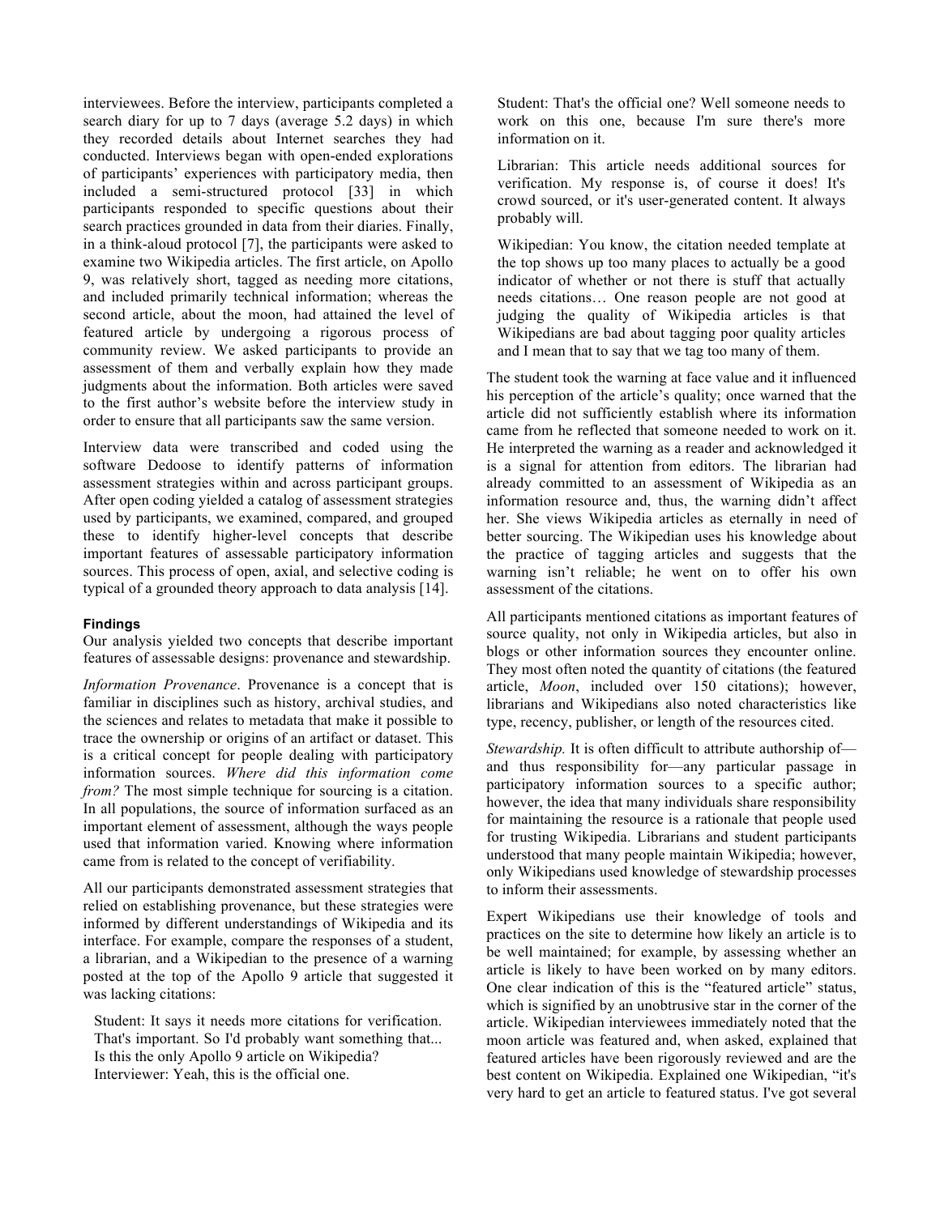interviewees. Before the interview, participants completed a search diary for up to 7 days (average 5.2 days) in which they recorded details about Internet searches they had conducted. Interviews began with open-ended explorations of participants' experiences with participatory media, then included a semi-structured protocol [33] in which participants responded to specific questions about their search practices grounded in data from their diaries. Finally, in a think-aloud protocol [7], the participants were asked to examine two Wikipedia articles. The first article, on Apollo 9, was relatively short, tagged as needing more citations, and included primarily technical information; whereas the second article, about the moon, had attained the level of featured article by undergoing a rigorous process of community review. We asked participants to provide an assessment of them and verbally explain how they made judgments about the information. Both articles were saved to the first author's website before the interview study in order to ensure that all participants saw the same version.

Interview data were transcribed and coded using the software Dedoose to identify patterns of information assessment strategies within and across participant groups. After open coding yielded a catalog of assessment strategies used by participants, we examined, compared, and grouped these to identify higher-level concepts that describe important features of assessable participatory information sources. This process of open, axial, and selective coding is typical of a grounded theory approach to data analysis [14].

#### Findings

Our analysis yielded two concepts that describe important features of assessable designs: provenance and stewardship.

*Information Provenance*. Provenance is a concept that is familiar in disciplines such as history, archival studies, and the sciences and relates to metadata that make it possible to trace the ownership or origins of an artifact or dataset. This is a critical concept for people dealing with participatory information sources. *Where did this information come from?* The most simple technique for sourcing is a citation. In all populations, the source of information surfaced as an important element of assessment, although the ways people used that information varied. Knowing where information came from is related to the concept of verifiability.

All our participants demonstrated assessment strategies that relied on establishing provenance, but these strategies were informed by different understandings of Wikipedia and its interface. For example, compare the responses of a student, a librarian, and a Wikipedian to the presence of a warning posted at the top of the Apollo 9 article that suggested it was lacking citations:

> Student: It says it needs more citations for verification. That's important. So I'd probably want something that... Is this the only Apollo 9 article on Wikipedia?
> Interviewer: Yeah, this is the official one.
> Student: That's the official one? Well someone needs to work on this one, because I'm sure there's more information on it.

> Librarian: This article needs additional sources for verification. My response is, of course it does! It's crowd sourced, or it's user-generated content. It always probably will.

> Wikipedian: You know, the citation needed template at the top shows up too many places to actually be a good indicator of whether or not there is stuff that actually needs citations… One reason people are not good at judging the quality of Wikipedia articles is that Wikipedians are bad about tagging poor quality articles and I mean that to say that we tag too many of them.

The student took the warning at face value and it influenced his perception of the article's quality; once warned that the article did not sufficiently establish where its information came from he reflected that someone needed to work on it. He interpreted the warning as a reader and acknowledged it is a signal for attention from editors. The librarian had already committed to an assessment of Wikipedia as an information resource and, thus, the warning didn't affect her. She views Wikipedia articles as eternally in need of better sourcing. The Wikipedian uses his knowledge about the practice of tagging articles and suggests that the warning isn't reliable; he went on to offer his own assessment of the citations.

All participants mentioned citations as important features of source quality, not only in Wikipedia articles, but also in blogs or other information sources they encounter online. They most often noted the quantity of citations (the featured article, *Moon*, included over 150 citations); however, librarians and Wikipedians also noted characteristics like type, recency, publisher, or length of the resources cited.

*Stewardship.* It is often difficult to attribute authorship of—and thus responsibility for—any particular passage in participatory information sources to a specific author; however, the idea that many individuals share responsibility for maintaining the resource is a rationale that people used for trusting Wikipedia. Librarians and student participants understood that many people maintain Wikipedia; however, only Wikipedians used knowledge of stewardship processes to inform their assessments.

Expert Wikipedians use their knowledge of tools and practices on the site to determine how likely an article is to be well maintained; for example, by assessing whether an article is likely to have been worked on by many editors. One clear indication of this is the "featured article" status, which is signified by an unobtrusive star in the corner of the article. Wikipedian interviewees immediately noted that the moon article was featured and, when asked, explained that featured articles have been rigorously reviewed and are the best content on Wikipedia. Explained one Wikipedian, "it's very hard to get an article to featured status. I've got several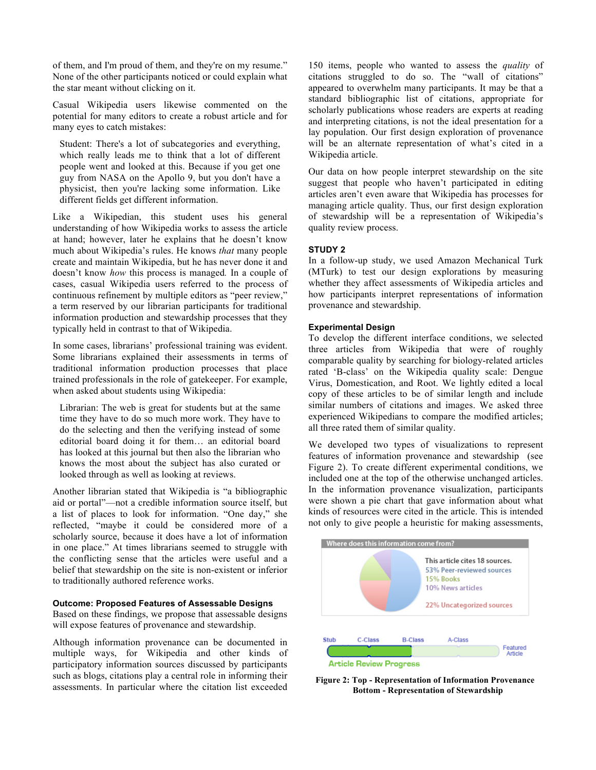of them, and I'm proud of them, and they're on my resume." None of the other participants noticed or could explain what the star meant without clicking on it.

Casual Wikipedia users likewise commented on the potential for many editors to create a robust article and for many eyes to catch mistakes:

> Student: There's a lot of subcategories and everything, which really leads me to think that a lot of different people went and looked at this. Because if you get one guy from NASA on the Apollo 9, but you don't have a physicist, then you're lacking some information. Like different fields get different information.

Like a Wikipedian, this student uses his general understanding of how Wikipedia works to assess the article at hand; however, later he explains that he doesn't know much about Wikipedia's rules. He knows *that* many people create and maintain Wikipedia, but he has never done it and doesn't know *how* this process is managed. In a couple of cases, casual Wikipedia users referred to the process of continuous refinement by multiple editors as "peer review," a term reserved by our librarian participants for traditional information production and stewardship processes that they typically held in contrast to that of Wikipedia.

In some cases, librarians' professional training was evident. Some librarians explained their assessments in terms of traditional information production processes that place trained professionals in the role of gatekeeper. For example, when asked about students using Wikipedia:

> Librarian: The web is great for students but at the same time they have to do so much more work. They have to do the selecting and then the verifying instead of some editorial board doing it for them… an editorial board has looked at this journal but then also the librarian who knows the most about the subject has also curated or looked through as well as looking at reviews.

Another librarian stated that Wikipedia is "a bibliographic aid or portal"—not a credible information source itself, but a list of places to look for information. "One day," she reflected, "maybe it could be considered more of a scholarly source, because it does have a lot of information in one place." At times librarians seemed to struggle with the conflicting sense that the articles were useful and a belief that stewardship on the site is non-existent or inferior to traditionally authored reference works.

### Outcome: Proposed Features of Assessable Designs

Based on these findings, we propose that assessable designs will expose features of provenance and stewardship.

Although information provenance can be documented in multiple ways, for Wikipedia and other kinds of participatory information sources discussed by participants such as blogs, citations play a central role in informing their assessments. In particular where the citation list exceeded 150 items, people who wanted to assess the *quality* of citations struggled to do so. The "wall of citations" appeared to overwhelm many participants. It may be that a standard bibliographic list of citations, appropriate for scholarly publications whose readers are experts at reading and interpreting citations, is not the ideal presentation for a lay population. Our first design exploration of provenance will be an alternate representation of what's cited in a Wikipedia article.

Our data on how people interpret stewardship on the site suggest that people who haven't participated in editing articles aren't even aware that Wikipedia has processes for managing article quality. Thus, our first design exploration of stewardship will be a representation of Wikipedia's quality review process.

## STUDY 2

In a follow-up study, we used Amazon Mechanical Turk (MTurk) to test our design explorations by measuring whether they affect assessments of Wikipedia articles and how participants interpret representations of information provenance and stewardship.

### Experimental Design

To develop the different interface conditions, we selected three articles from Wikipedia that were of roughly comparable quality by searching for biology-related articles rated 'B-class' on the Wikipedia quality scale: Dengue Virus, Domestication, and Root. We lightly edited a local copy of these articles to be of similar length and include similar numbers of citations and images. We asked three experienced Wikipedians to compare the modified articles; all three rated them of similar quality.

We developed two types of visualizations to represent features of information provenance and stewardship (see Figure 2). To create different experimental conditions, we included one at the top of the otherwise unchanged articles. In the information provenance visualization, participants were shown a pie chart that gave information about what kinds of resources were cited in the article. This is intended not only to give people a heuristic for making assessments,

Where does this information come from?

This article cites 18 sources.
53% Peer-reviewed sources
15% Books
10% News articles
22% Uncategorized sources

Stub
C-Class
B-Class
A-Class
Featured Article
Article Review Progress

**Figure 2: Top - Representation of Information Provenance Bottom - Representation of Stewardship**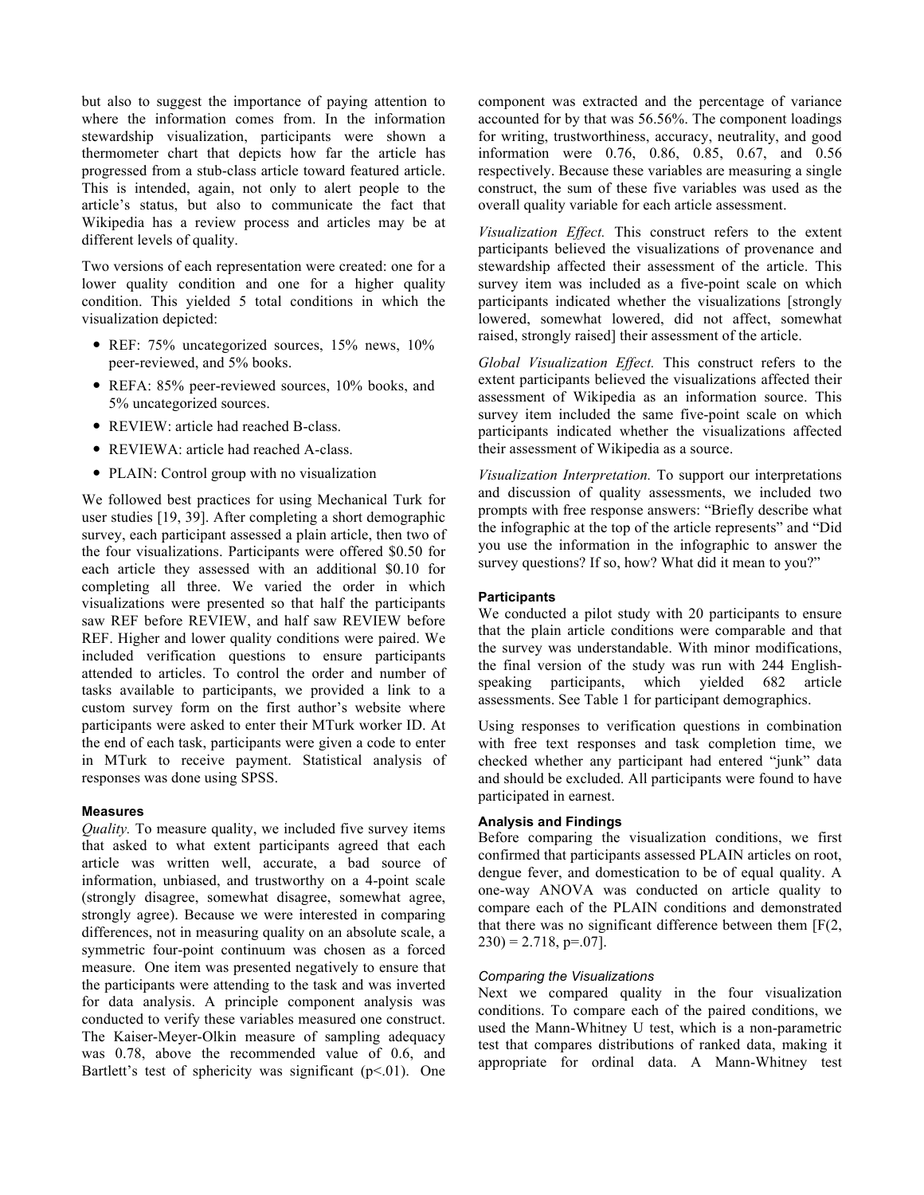but also to suggest the importance of paying attention to where the information comes from. In the information stewardship visualization, participants were shown a thermometer chart that depicts how far the article has progressed from a stub-class article toward featured article. This is intended, again, not only to alert people to the article's status, but also to communicate the fact that Wikipedia has a review process and articles may be at different levels of quality.

Two versions of each representation were created: one for a lower quality condition and one for a higher quality condition. This yielded 5 total conditions in which the visualization depicted:

- REF: 75% uncategorized sources, 15% news, 10% peer-reviewed, and 5% books.
- REFA: 85% peer-reviewed sources, 10% books, and 5% uncategorized sources.
- REVIEW: article had reached B-class.
- REVIEWA: article had reached A-class.
- PLAIN: Control group with no visualization

We followed best practices for using Mechanical Turk for user studies [19, 39]. After completing a short demographic survey, each participant assessed a plain article, then two of the four visualizations. Participants were offered $0.50 for each article they assessed with an additional $0.10 for completing all three. We varied the order in which visualizations were presented so that half the participants saw REF before REVIEW, and half saw REVIEW before REF. Higher and lower quality conditions were paired. We included verification questions to ensure participants attended to articles. To control the order and number of tasks available to participants, we provided a link to a custom survey form on the first author's website where participants were asked to enter their MTurk worker ID. At the end of each task, participants were given a code to enter in MTurk to receive payment. Statistical analysis of responses was done using SPSS.

#### Measures

*Quality.* To measure quality, we included five survey items that asked to what extent participants agreed that each article was written well, accurate, a bad source of information, unbiased, and trustworthy on a 4-point scale (strongly disagree, somewhat disagree, somewhat agree, strongly agree). Because we were interested in comparing differences, not in measuring quality on an absolute scale, a symmetric four-point continuum was chosen as a forced measure. One item was presented negatively to ensure that the participants were attending to the task and was inverted for data analysis. A principle component analysis was conducted to verify these variables measured one construct. The Kaiser-Meyer-Olkin measure of sampling adequacy was 0.78, above the recommended value of 0.6, and Bartlett's test of sphericity was significant ($p<.01$). One component was extracted and the percentage of variance accounted for by that was 56.56%. The component loadings for writing, trustworthiness, accuracy, neutrality, and good information were 0.76, 0.86, 0.85, 0.67, and 0.56 respectively. Because these variables are measuring a single construct, the sum of these five variables was used as the overall quality variable for each article assessment.

*Visualization Effect.* This construct refers to the extent participants believed the visualizations of provenance and stewardship affected their assessment of the article. This survey item was included as a five-point scale on which participants indicated whether the visualizations [strongly lowered, somewhat lowered, did not affect, somewhat raised, strongly raised] their assessment of the article.

*Global Visualization Effect.* This construct refers to the extent participants believed the visualizations affected their assessment of Wikipedia as an information source. This survey item included the same five-point scale on which participants indicated whether the visualizations affected their assessment of Wikipedia as a source.

*Visualization Interpretation.* To support our interpretations and discussion of quality assessments, we included two prompts with free response answers: "Briefly describe what the infographic at the top of the article represents" and "Did you use the information in the infographic to answer the survey questions? If so, how? What did it mean to you?"

#### Participants

We conducted a pilot study with 20 participants to ensure that the plain article conditions were comparable and that the survey was understandable. With minor modifications, the final version of the study was run with 244 English-speaking participants, which yielded 682 article assessments. See Table 1 for participant demographics.

Using responses to verification questions in combination with free text responses and task completion time, we checked whether any participant had entered "junk" data and should be excluded. All participants were found to have participated in earnest.

#### Analysis and Findings

Before comparing the visualization conditions, we first confirmed that participants assessed PLAIN articles on root, dengue fever, and domestication to be of equal quality. A one-way ANOVA was conducted on article quality to compare each of the PLAIN conditions and demonstrated that there was no significant difference between them [$F(2, 230) = 2.718$, $p=.07$].

##### *Comparing the Visualizations*

Next we compared quality in the four visualization conditions. To compare each of the paired conditions, we used the Mann-Whitney U test, which is a non-parametric test that compares distributions of ranked data, making it appropriate for ordinal data. A Mann-Whitney test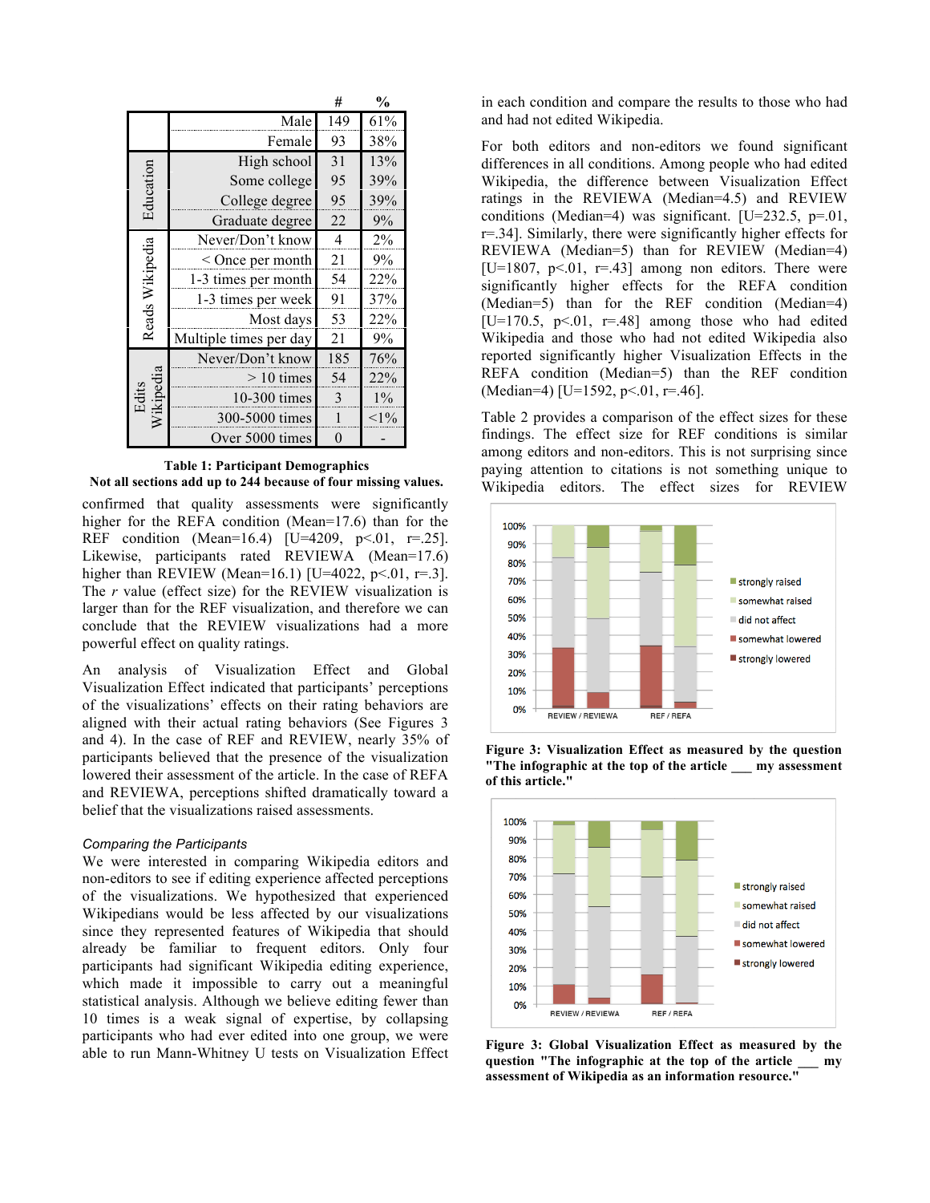|  |  | # | % |
|---|---|---|---|
|  | Male | 149 | 61% |
|  | Female | 93 | 38% |
| Education | High school | 31 | 13% |
|  | Some college | 95 | 39% |
|  | College degree | 95 | 39% |
|  | Graduate degree | 22 | 9% |
| Reads Wikipedia | Never/Don't know | 4 | 2% |
|  | < Once per month | 21 | 9% |
|  | 1-3 times per month | 54 | 22% |
|  | 1-3 times per week | 91 | 37% |
|  | Most days | 53 | 22% |
|  | Multiple times per day | 21 | 9% |
| Edits Wikipedia | Never/Don't know | 185 | 76% |
|  | > 10 times | 54 | 22% |
|  | 10-300 times | 3 | 1% |
|  | 300-5000 times | 1 | <1% |
|  | Over 5000 times | 0 | - |

**Table 1: Participant Demographics**
**Not all sections add up to 244 because of four missing values.**

confirmed that quality assessments were significantly higher for the REFA condition (Mean=17.6) than for the REF condition (Mean=16.4) [U=4209, $p<.01$, $r=.25$]. Likewise, participants rated REVIEWA (Mean=17.6) higher than REVIEW (Mean=16.1) [U=4022, $p<.01$, $r=.3$]. The $r$ value (effect size) for the REVIEW visualization is larger than for the REF condition, and therefore we can conclude that the REVIEW visualizations had a more powerful effect on quality ratings.

An analysis of Visualization Effect and Global Visualization Effect indicated that participants' perceptions of the visualizations' effects on their rating behaviors are aligned with their actual rating behaviors (See Figures 3 and 4). In the case of REF and REVIEW, nearly 35% of participants believed that the presence of the visualization lowered their assessment of the article. In the case of REFA and REVIEWA, perceptions shifted dramatically toward a belief that the visualizations raised assessments.

### *Comparing the Participants*

We were interested in comparing Wikipedia editors and non-editors to see if editing experience affected perceptions of the visualizations. We hypothesized that experienced Wikipedians would be less affected by our visualizations since they represented features of Wikipedia that should already be familiar to frequent editors. Only four participants had significant Wikipedia editing experience, which made it impossible to carry out a meaningful statistical analysis. Although we believe editing fewer than 10 times is a weak signal of expertise, by collapsing participants who had ever edited into one group, we were able to run Mann-Whitney U tests on Visualization Effect in each condition and compare the results to those who had and had not edited Wikipedia.

For both editors and non-editors we found significant differences in all conditions. Among people who had edited Wikipedia, the difference between Visualization Effect ratings in the REVIEWA (Median=4.5) and REVIEW conditions (Median=4) was significant. [U=232.5, $p=.01$, $r=.34$]. Similarly, there were significantly higher effects for REVIEWA (Median=5) than for REVIEW (Median=4) [U=1807, $p<.01$, $r=.43$] among non editors. There were significantly higher effects for the REFA condition (Median=5) than for the REF condition (Median=4) [U=170.5, $p<.01$, $r=.48$] among those who had edited Wikipedia and those who had not edited Wikipedia also reported significantly higher Visualization Effects in the REFA condition (Median=5) than the REF condition (Median=4) [U=1592, $p<.01$, $r=.46$].

Table 2 provides a comparison of the effect sizes for these findings. The effect size for REF conditions is similar among editors and non-editors. This is not surprising since paying attention to citations is not something unique to Wikipedia editors. The effect sizes for REVIEW

**Figure 3: Visualization Effect as measured by the question "The infographic at the top of the article \_\_\_ my assessment of this article."**

**Figure 3: Global Visualization Effect as measured by the question "The infographic at the top of the article \_\_\_ my assessment of Wikipedia as an information resource."**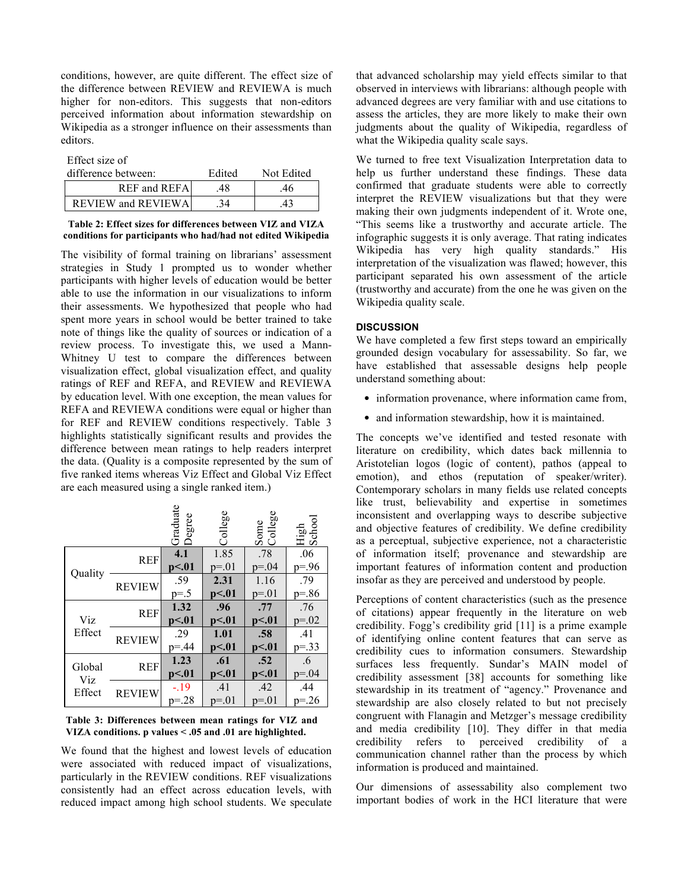conditions, however, are quite different. The effect size of the difference between REVIEW and REVIEWA is much higher for non-editors. This suggests that non-editors perceived information about information stewardship on Wikipedia as a stronger influence on their assessments than editors.

| Effect size of difference between: | Edited | Not Edited |
|---|---|---|
| REF and REFA | .48 | .46 |
| REVIEW and REVIEWA | .34 | .43 |

**Table 2: Effect sizes for differences between VIZ and VIZA conditions for participants who had/had not edited Wikipedia**

The visibility of formal training on librarians' assessment strategies in Study 1 prompted us to wonder whether participants with higher levels of education would be better able to use the information in our visualizations to inform their assessments. We hypothesized that people who had spent more years in school would be better trained to take note of things like the quality of sources or indication of a review process. To investigate this, we used a Mann-Whitney U test to compare the differences between visualization effect, global visualization effect, and quality ratings of REF and REFA, and REVIEW and REVIEWA by education level. With one exception, the mean values for REFA and REVIEWA conditions were equal or higher than for REF and REVIEW conditions respectively. Table 3 highlights statistically significant results and provides the difference between mean ratings to help readers interpret the data. (Quality is a composite represented by the sum of five ranked items whereas Viz Effect and Global Viz Effect are each measured using a single ranked item.)

| | | Graduate Degree | College | Some College | High School |
|---|---|---|---|---|---|
| Quality | REF | **4.1** **p<.01** | 1.85 p=.01 | .78 p=.04 | .06 p=.96 |
| | REVIEW | .59 p=.5 | **2.31** **p<.01** | 1.16 p=.01 | .79 p=.86 |
| Viz Effect | REF | **1.32** **p<.01** | **.96** **p<.01** | **.77** **p<.01** | .76 p=.02 |
| | REVIEW | .29 p=.44 | **1.01** **p<.01** | **.58** **p<.01** | .41 p=.33 |
| Global Viz Effect | REF | **1.23** **p<.01** | **.61** **p<.01** | **.52** **p<.01** | .6 p=.04 |
| | REVIEW | -.19 p=.28 | .41 p=.01 | .42 p=.01 | .44 p=.26 |

**Table 3: Differences between mean ratings for VIZ and VIZA conditions. p values < .05 and .01 are highlighted.**

We found that the highest and lowest levels of education were associated with reduced impact of visualizations, particularly in the REVIEW conditions. REF visualizations consistently had an effect across education levels, with reduced impact among high school students. We speculate that advanced scholarship may yield effects similar to that observed in interviews with librarians: although people with advanced degrees are very familiar with and use citations to assess the articles, they are more likely to make their own judgments about the quality of Wikipedia, regardless of what the Wikipedia quality scale says.

We turned to free text Visualization Interpretation data to help us further understand these findings. These data confirmed that graduate students were able to correctly interpret the REVIEW visualizations but that they were making their own judgments independent of it. Wrote one, "This seems like a trustworthy and accurate article. The infographic suggests it is only average. That rating indicates Wikipedia has very high quality standards." His interpretation of the visualization was flawed; however, this participant separated his own assessment of the article (trustworthy and accurate) from the one he was given on the Wikipedia quality scale.

## DISCUSSION

We have completed a few first steps toward an empirically grounded design vocabulary for assessability. So far, we have established that assessable designs help people understand something about:

- information provenance, where information came from,
- and information stewardship, how it is maintained.

The concepts we've identified and tested resonate with literature on credibility, which dates back millennia to Aristotelian logos (logic of content), pathos (appeal to emotion), and ethos (reputation of speaker/writer). Contemporary scholars in many fields use related concepts like trust, believability and expertise in sometimes inconsistent and overlapping ways to describe subjective and objective features of credibility. We define credibility as a perceptual, subjective experience, not a characteristic of information itself; provenance and stewardship are important features of information content and production insofar as they are perceived and understood by people.

Perceptions of content characteristics (such as the presence of citations) appear frequently in the literature on web credibility. Fogg's credibility grid [11] is a prime example of identifying online content features that can serve as credibility cues to information consumers. Stewardship surfaces less frequently. Sundar's MAIN model of credibility assessment [38] accounts for something like stewardship in its treatment of "agency." Provenance and stewardship are also closely related to but not precisely congruent with Flanagin and Metzger's message credibility and media credibility [10]. They differ in that media credibility refers to perceived credibility of a communication channel rather than the process by which information is produced and maintained.

Our dimensions of assessability also complement two important bodies of work in the HCI literature that were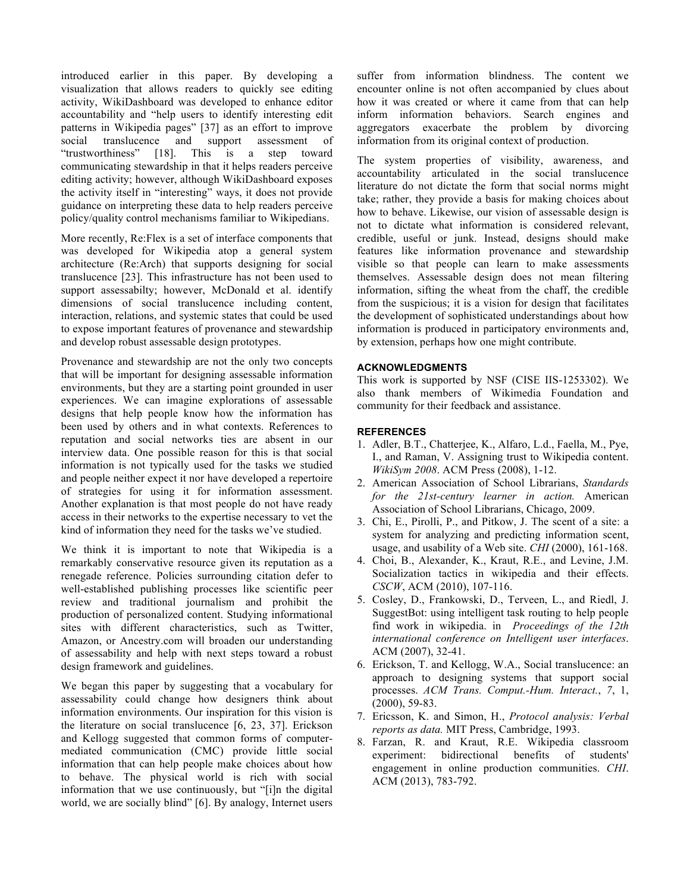introduced earlier in this paper. By developing a visualization that allows readers to quickly see editing activity, WikiDashboard was developed to enhance editor accountability and "help users to identify interesting edit patterns in Wikipedia pages" [37] as an effort to improve social translucence and support assessment of "trustworthiness" [18]. This is a step toward communicating stewardship in that it helps readers perceive editing activity; however, although WikiDashboard exposes the activity itself in "interesting" ways, it does not provide guidance on interpreting these data to help readers perceive policy/quality control mechanisms familiar to Wikipedians.

More recently, Re:Flex is a set of interface components that was developed for Wikipedia atop a general system architecture (Re:Arch) that supports designing for social translucence [23]. This infrastructure has not been used to support assessabilty; however, McDonald et al. identify dimensions of social translucence including content, interaction, relations, and systemic states that could be used to expose important features of provenance and stewardship and develop robust assessable design prototypes.

Provenance and stewardship are not the only two concepts that will be important for designing assessable information environments, but they are a starting point grounded in user experiences. We can imagine explorations of assessable designs that help people know how the information has been used by others and in what contexts. References to reputation and social networks ties are absent in our interview data. One possible reason for this is that social information is not typically used for the tasks we studied and people neither expect it nor have developed a repertoire of strategies for using it for information assessment. Another explanation is that most people do not have ready access in their networks to the expertise necessary to vet the kind of information they need for the tasks we've studied.

We think it is important to note that Wikipedia is a remarkably conservative resource given its reputation as a renegade reference. Policies surrounding citation defer to well-established publishing processes like scientific peer review and traditional journalism and prohibit the production of personalized content. Studying informational sites with different characteristics, such as Twitter, Amazon, or Ancestry.com will broaden our understanding of assessability and help with next steps toward a robust design framework and guidelines.

We began this paper by suggesting that a vocabulary for assessability could change how designers think about information environments. Our inspiration for this vision is the literature on social translucence [6, 23, 37]. Erickson and Kellogg suggested that common forms of computer-mediated communication (CMC) provide little social information that can help people make choices about how to behave. The physical world is rich with social information that we use continuously, but "[i]n the digital world, we are socially blind" [6]. By analogy, Internet users suffer from information blindness. The content we encounter online is not often accompanied by clues about how it was created or where it came from that can help inform information behaviors. Search engines and aggregators exacerbate the problem by divorcing information from its original context of production.

The system properties of visibility, awareness, and accountability articulated in the social translucence literature do not dictate the form that social norms might take; rather, they provide a basis for making choices about how to behave. Likewise, our vision of assessable design is not to dictate what information is considered relevant, credible, useful or junk. Instead, designs should make features like information provenance and stewardship visible so that people can learn to make assessments themselves. Assessable design does not mean filtering information, sifting the wheat from the chaff, the credible from the suspicious; it is a vision for design that facilitates the development of sophisticated understandings about how information is produced in participatory environments and, by extension, perhaps how one might contribute.

### ACKNOWLEDGMENTS

This work is supported by NSF (CISE IIS-1253302). We also thank members of Wikimedia Foundation and community for their feedback and assistance.

### REFERENCES

1. Adler, B.T., Chatterjee, K., Alfaro, L.d., Faella, M., Pye, I., and Raman, V. Assigning trust to Wikipedia content. *WikiSym 2008*. ACM Press (2008), 1-12.
2. American Association of School Librarians, *Standards for the 21st-century learner in action.* American Association of School Librarians, Chicago, 2009.
3. Chi, E., Pirolli, P., and Pitkow, J. The scent of a site: a system for analyzing and predicting information scent, usage, and usability of a Web site. *CHI* (2000), 161-168.
4. Choi, B., Alexander, K., Kraut, R.E., and Levine, J.M. Socialization tactics in wikipedia and their effects. *CSCW*, ACM (2010), 107-116.
5. Cosley, D., Frankowski, D., Terveen, L., and Riedl, J. SuggestBot: using intelligent task routing to help people find work in wikipedia. in *Proceedings of the 12th international conference on Intelligent user interfaces*. ACM (2007), 32-41.
6. Erickson, T. and Kellogg, W.A., Social translucence: an approach to designing systems that support social processes. *ACM Trans. Comput.-Hum. Interact.*, *7*, 1, (2000), 59-83.
7. Ericsson, K. and Simon, H., *Protocol analysis: Verbal reports as data.* MIT Press, Cambridge, 1993.
8. Farzan, R. and Kraut, R.E. Wikipedia classroom experiment: bidirectional benefits of students' engagement in online production communities. *CHI*. ACM (2013), 783-792.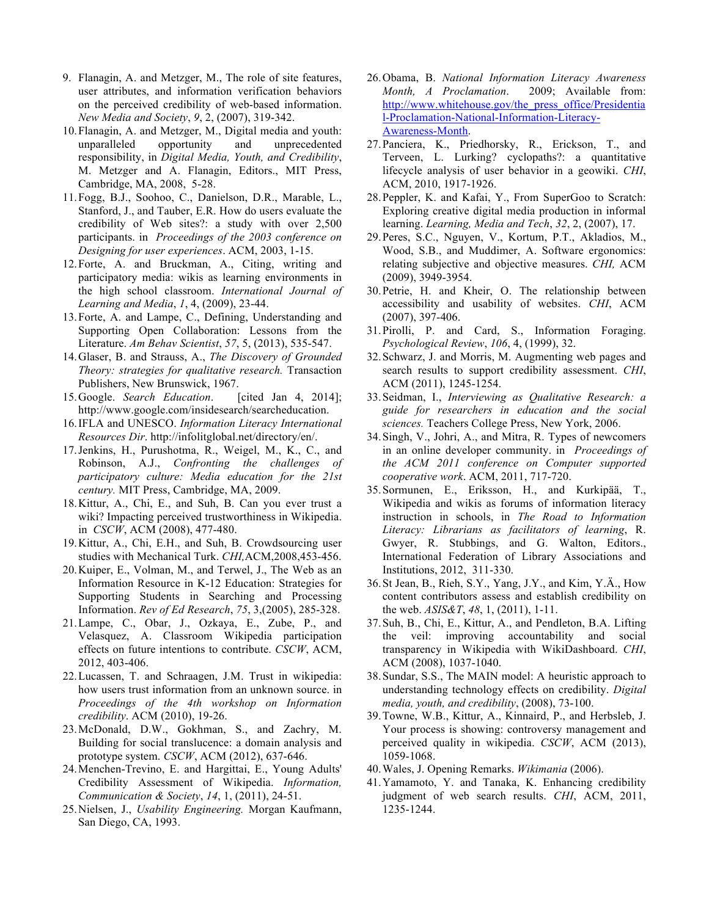9. Flanagin, A. and Metzger, M., The role of site features, user attributes, and information verification behaviors on the perceived credibility of web-based information. *New Media and Society*, *9*, 2, (2007), 319-342.
10. Flanagin, A. and Metzger, M., Digital media and youth: unparalleled opportunity and unprecedented responsibility, in *Digital Media, Youth, and Credibility*, M. Metzger and A. Flanagin, Editors., MIT Press, Cambridge, MA, 2008, 5-28.
11. Fogg, B.J., Soohoo, C., Danielson, D.R., Marable, L., Stanford, J., and Tauber, E.R. How do users evaluate the credibility of Web sites?: a study with over 2,500 participants. in *Proceedings of the 2003 conference on Designing for user experiences*. ACM, 2003, 1-15.
12. Forte, A. and Bruckman, A., Citing, writing and participatory media: wikis as learning environments in the high school classroom. *International Journal of Learning and Media*, *1*, 4, (2009), 23-44.
13. Forte, A. and Lampe, C., Defining, Understanding and Supporting Open Collaboration: Lessons from the Literature. *Am Behav Scientist*, *57*, 5, (2013), 535-547.
14. Glaser, B. and Strauss, A., *The Discovery of Grounded Theory: strategies for qualitative research.* Transaction Publishers, New Brunswick, 1967.
15. Google. *Search Education*. [cited Jan 4, 2014]; http://www.google.com/insidesearch/searcheducation.
16. IFLA and UNESCO. *Information Literacy International Resources Dir*. http://infolitglobal.net/directory/en/.
17. Jenkins, H., Purushotma, R., Weigel, M., K., C., and Robinson, A.J., *Confronting the challenges of participatory culture: Media education for the 21st century.* MIT Press, Cambridge, MA, 2009.
18. Kittur, A., Chi, E., and Suh, B. Can you ever trust a wiki? Impacting perceived trustworthiness in Wikipedia. in *CSCW*, ACM (2008), 477-480.
19. Kittur, A., Chi, E.H., and Suh, B. Crowdsourcing user studies with Mechanical Turk. *CHI,*ACM,2008,453-456.
20. Kuiper, E., Volman, M., and Terwel, J., The Web as an Information Resource in K-12 Education: Strategies for Supporting Students in Searching and Processing Information. *Rev of Ed Research*, *75*, 3,(2005), 285-328.
21. Lampe, C., Obar, J., Ozkaya, E., Zube, P., and Velasquez, A. Classroom Wikipedia participation effects on future intentions to contribute. *CSCW*, ACM, 2012, 403-406.
22. Lucassen, T. and Schraagen, J.M. Trust in wikipedia: how users trust information from an unknown source. in *Proceedings of the 4th workshop on Information credibility*. ACM (2010), 19-26.
23. McDonald, D.W., Gokhman, S., and Zachry, M. Building for social translucence: a domain analysis and prototype system. *CSCW*, ACM (2012), 637-646.
24. Menchen-Trevino, E. and Hargittai, E., Young Adults' Credibility Assessment of Wikipedia. *Information, Communication & Society*, *14*, 1, (2011), 24-51.
25. Nielsen, J., *Usability Engineering.* Morgan Kaufmann, San Diego, CA, 1993.
26. Obama, B. *National Information Literacy Awareness Month, A Proclamation*. 2009; Available from: http://www.whitehouse.gov/the_press_office/Presidential-Proclamation-National-Information-Literacy-Awareness-Month.
27. Panciera, K., Priedhorsky, R., Erickson, T., and Terveen, L. Lurking? cyclopaths?: a quantitative lifecycle analysis of user behavior in a geowiki. *CHI*, ACM, 2010, 1917-1926.
28. Peppler, K. and Kafai, Y., From SuperGoo to Scratch: Exploring creative digital media production in informal learning. *Learning, Media and Tech*, *32*, 2, (2007), 17.
29. Peres, S.C., Nguyen, V., Kortum, P.T., Akladios, M., Wood, S.B., and Muddimer, A. Software ergonomics: relating subjective and objective measures. *CHI,* ACM (2009), 3949-3954.
30. Petrie, H. and Kheir, O. The relationship between accessibility and usability of websites. *CHI*, ACM (2007), 397-406.
31. Pirolli, P. and Card, S., Information Foraging. *Psychological Review*, *106*, 4, (1999), 32.
32. Schwarz, J. and Morris, M. Augmenting web pages and search results to support credibility assessment. *CHI*, ACM (2011), 1245-1254.
33. Seidman, I., *Interviewing as Qualitative Research: a guide for researchers in education and the social sciences.* Teachers College Press, New York, 2006.
34. Singh, V., Johri, A., and Mitra, R. Types of newcomers in an online developer community. in *Proceedings of the ACM 2011 conference on Computer supported cooperative work*. ACM, 2011, 717-720.
35. Sormunen, E., Eriksson, H., and Kurkipää, T., Wikipedia and wikis as forums of information literacy instruction in schools, in *The Road to Information Literacy: Librarians as facilitators of learning*, R. Gwyer, R. Stubbings, and G. Walton, Editors., International Federation of Library Associations and Institutions, 2012, 311-330.
36. St Jean, B., Rieh, S.Y., Yang, J.Y., and Kim, Y.Ä., How content contributors assess and establish credibility on the web. *ASIS&T*, *48*, 1, (2011), 1-11.
37. Suh, B., Chi, E., Kittur, A., and Pendleton, B.A. Lifting the veil: improving accountability and social transparency in Wikipedia with WikiDashboard. *CHI*, ACM (2008), 1037-1040.
38. Sundar, S.S., The MAIN model: A heuristic approach to understanding technology effects on credibility. *Digital media, youth, and credibility*, (2008), 73-100.
39. Towne, W.B., Kittur, A., Kinnaird, P., and Herbsleb, J. Your process is showing: controversy management and perceived quality in wikipedia. *CSCW*, ACM (2013), 1059-1068.
40. Wales, J. Opening Remarks. *Wikimania* (2006).
41. Yamamoto, Y. and Tanaka, K. Enhancing credibility judgment of web search results. *CHI*, ACM, 2011, 1235-1244.